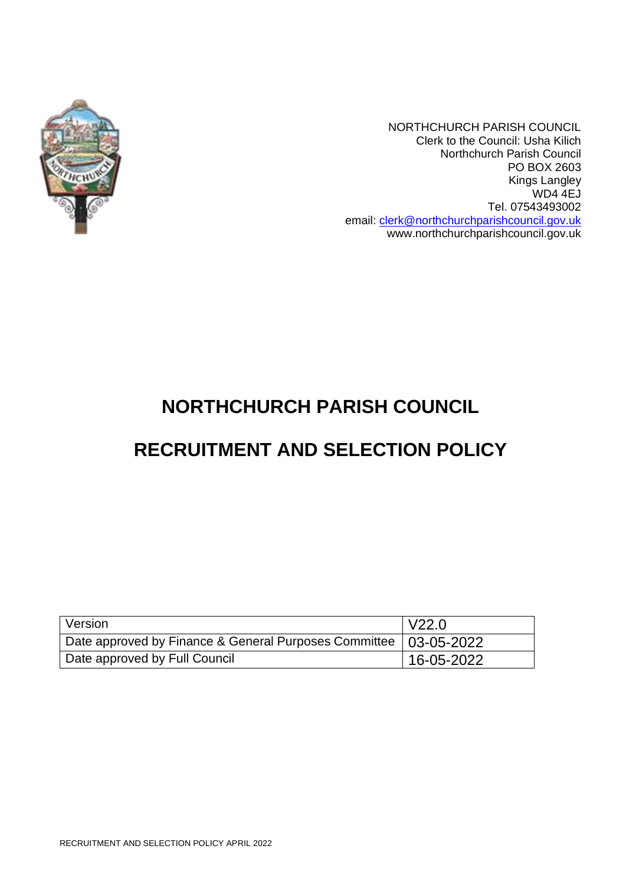NORTHCHURCH PARISH COUNCIL
Clerk to the Council: Usha Kilich
Northchurch Parish Council
PO BOX 2603
Kings Langley
WD4 4EJ
Tel. 07543493002
email: clerk@northchurchparishcouncil.gov.uk
www.northchurchparishcouncil.gov.uk

# NORTHCHURCH PARISH COUNCIL

# RECRUITMENT AND SELECTION POLICY

| Version | V22.0 |
|---|---|
| Date approved by Finance & General Purposes Committee | 03-05-2022 |
| Date approved by Full Council | 16-05-2022 |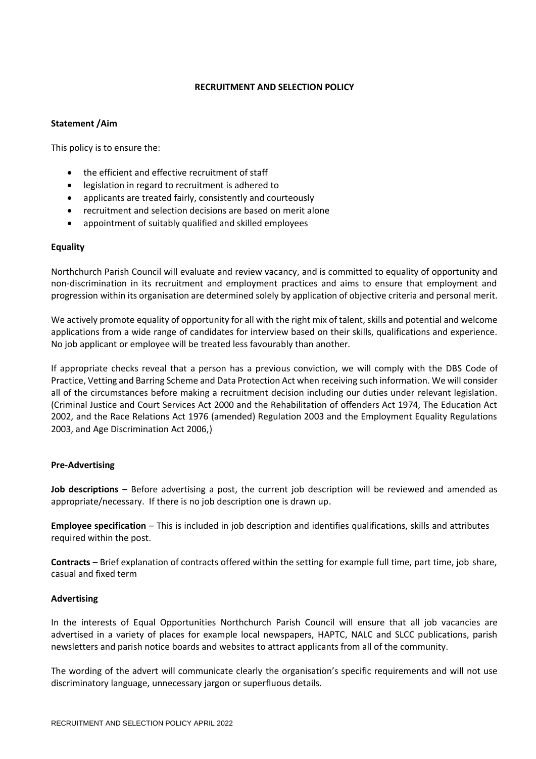## RECRUITMENT AND SELECTION POLICY

**Statement /Aim**

This policy is to ensure the:

- the efficient and effective recruitment of staff
- legislation in regard to recruitment is adhered to
- applicants are treated fairly, consistently and courteously
- recruitment and selection decisions are based on merit alone
- appointment of suitably qualified and skilled employees

**Equality**

Northchurch Parish Council will evaluate and review vacancy, and is committed to equality of opportunity and non-discrimination in its recruitment and employment practices and aims to ensure that employment and progression within its organisation are determined solely by application of objective criteria and personal merit.

We actively promote equality of opportunity for all with the right mix of talent, skills and potential and welcome applications from a wide range of candidates for interview based on their skills, qualifications and experience. No job applicant or employee will be treated less favourably than another.

If appropriate checks reveal that a person has a previous conviction, we will comply with the DBS Code of Practice, Vetting and Barring Scheme and Data Protection Act when receiving such information. We will consider all of the circumstances before making a recruitment decision including our duties under relevant legislation. (Criminal Justice and Court Services Act 2000 and the Rehabilitation of offenders Act 1974, The Education Act 2002, and the Race Relations Act 1976 (amended) Regulation 2003 and the Employment Equality Regulations 2003, and Age Discrimination Act 2006,)

**Pre-Advertising**

**Job descriptions** – Before advertising a post, the current job description will be reviewed and amended as appropriate/necessary. If there is no job description one is drawn up.

**Employee specification** – This is included in job description and identifies qualifications, skills and attributes required within the post.

**Contracts** – Brief explanation of contracts offered within the setting for example full time, part time, job share, casual and fixed term

**Advertising**

In the interests of Equal Opportunities Northchurch Parish Council will ensure that all job vacancies are advertised in a variety of places for example local newspapers, HAPTC, NALC and SLCC publications, parish newsletters and parish notice boards and websites to attract applicants from all of the community.

The wording of the advert will communicate clearly the organisation's specific requirements and will not use discriminatory language, unnecessary jargon or superfluous details.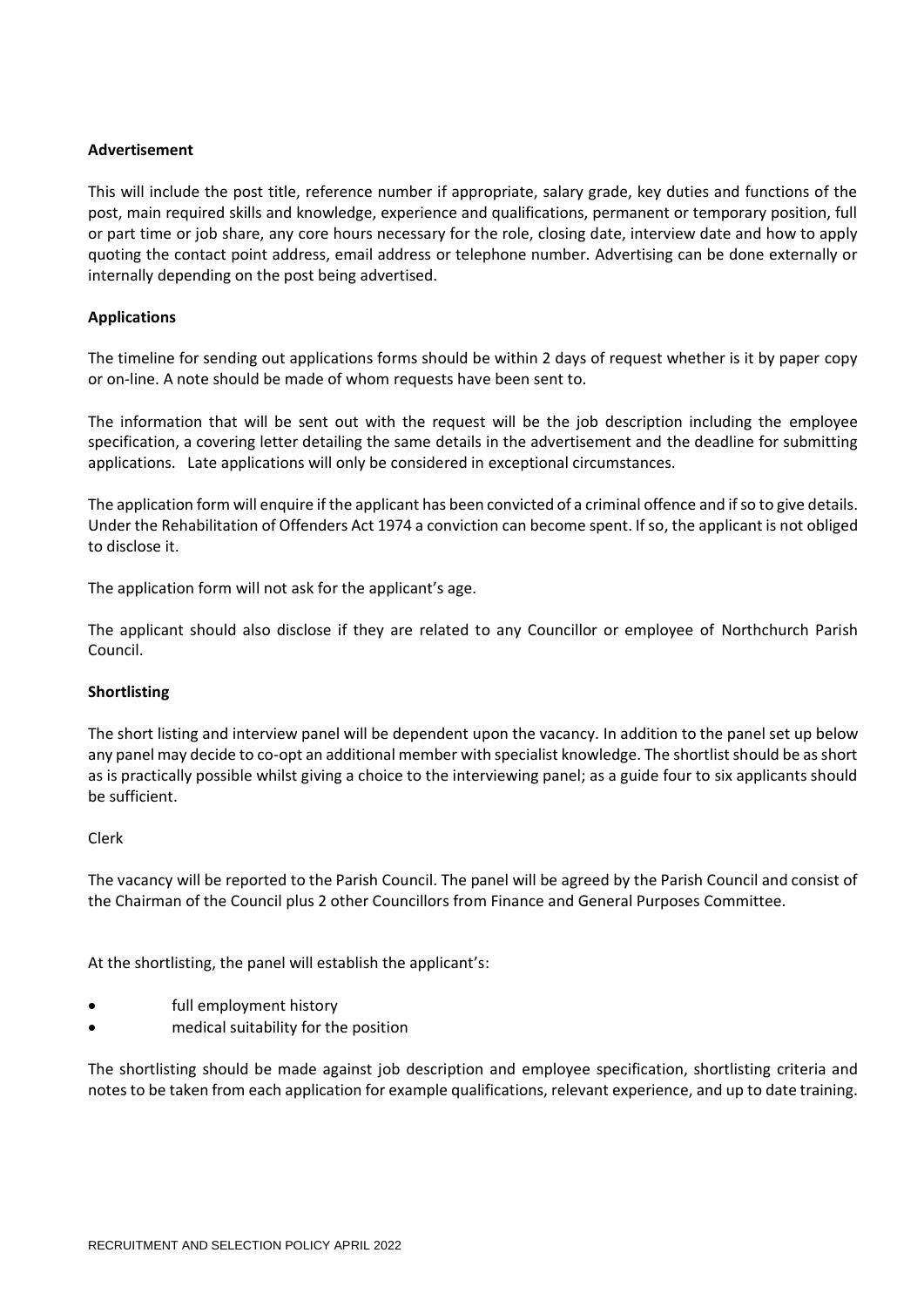**Advertisement**

This will include the post title, reference number if appropriate, salary grade, key duties and functions of the post, main required skills and knowledge, experience and qualifications, permanent or temporary position, full or part time or job share, any core hours necessary for the role, closing date, interview date and how to apply quoting the contact point address, email address or telephone number. Advertising can be done externally or internally depending on the post being advertised.

**Applications**

The timeline for sending out applications forms should be within 2 days of request whether is it by paper copy or on-line. A note should be made of whom requests have been sent to.

The information that will be sent out with the request will be the job description including the employee specification, a covering letter detailing the same details in the advertisement and the deadline for submitting applications. Late applications will only be considered in exceptional circumstances.

The application form will enquire if the applicant has been convicted of a criminal offence and if so to give details. Under the Rehabilitation of Offenders Act 1974 a conviction can become spent. If so, the applicant is not obliged to disclose it.

The application form will not ask for the applicant's age.

The applicant should also disclose if they are related to any Councillor or employee of Northchurch Parish Council.

**Shortlisting**

The short listing and interview panel will be dependent upon the vacancy. In addition to the panel set up below any panel may decide to co-opt an additional member with specialist knowledge. The shortlist should be as short as is practically possible whilst giving a choice to the interviewing panel; as a guide four to six applicants should be sufficient.

Clerk

The vacancy will be reported to the Parish Council. The panel will be agreed by the Parish Council and consist of the Chairman of the Council plus 2 other Councillors from Finance and General Purposes Committee.

At the shortlisting, the panel will establish the applicant's:

- full employment history
- medical suitability for the position

The shortlisting should be made against job description and employee specification, shortlisting criteria and notes to be taken from each application for example qualifications, relevant experience, and up to date training.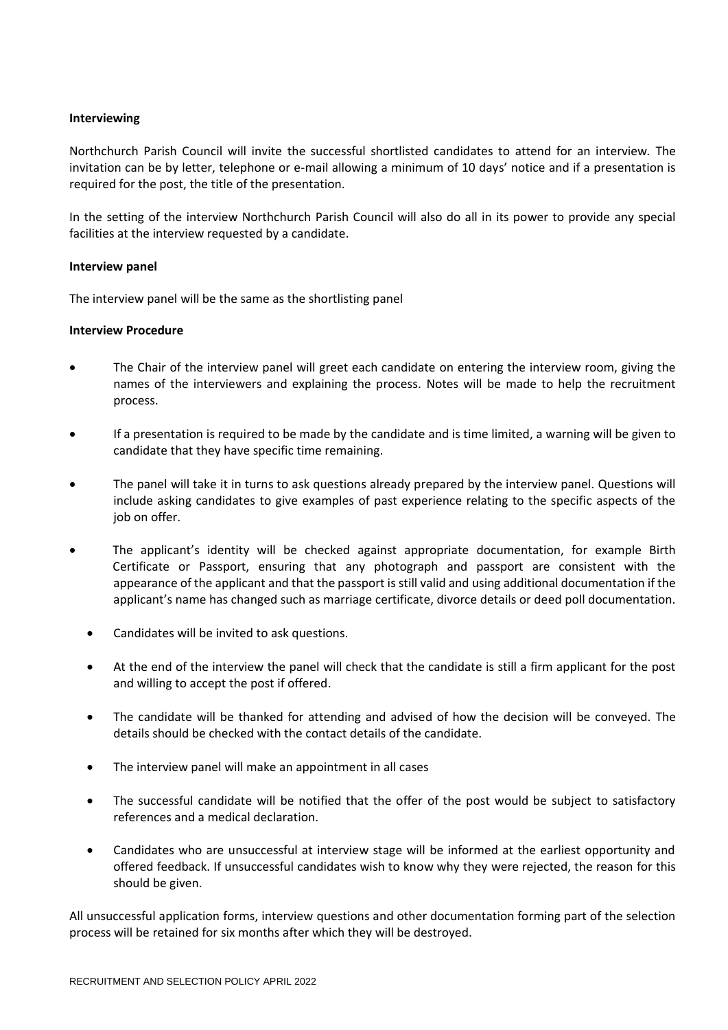**Interviewing**

Northchurch Parish Council will invite the successful shortlisted candidates to attend for an interview. The invitation can be by letter, telephone or e-mail allowing a minimum of 10 days' notice and if a presentation is required for the post, the title of the presentation.

In the setting of the interview Northchurch Parish Council will also do all in its power to provide any special facilities at the interview requested by a candidate.

**Interview panel**

The interview panel will be the same as the shortlisting panel

**Interview Procedure**

- The Chair of the interview panel will greet each candidate on entering the interview room, giving the names of the interviewers and explaining the process. Notes will be made to help the recruitment process.
- If a presentation is required to be made by the candidate and is time limited, a warning will be given to candidate that they have specific time remaining.
- The panel will take it in turns to ask questions already prepared by the interview panel. Questions will include asking candidates to give examples of past experience relating to the specific aspects of the job on offer.
- The applicant's identity will be checked against appropriate documentation, for example Birth Certificate or Passport, ensuring that any photograph and passport are consistent with the appearance of the applicant and that the passport is still valid and using additional documentation if the applicant's name has changed such as marriage certificate, divorce details or deed poll documentation.
- Candidates will be invited to ask questions.
- At the end of the interview the panel will check that the candidate is still a firm applicant for the post and willing to accept the post if offered.
- The candidate will be thanked for attending and advised of how the decision will be conveyed. The details should be checked with the contact details of the candidate.
- The interview panel will make an appointment in all cases
- The successful candidate will be notified that the offer of the post would be subject to satisfactory references and a medical declaration.
- Candidates who are unsuccessful at interview stage will be informed at the earliest opportunity and offered feedback. If unsuccessful candidates wish to know why they were rejected, the reason for this should be given.

All unsuccessful application forms, interview questions and other documentation forming part of the selection process will be retained for six months after which they will be destroyed.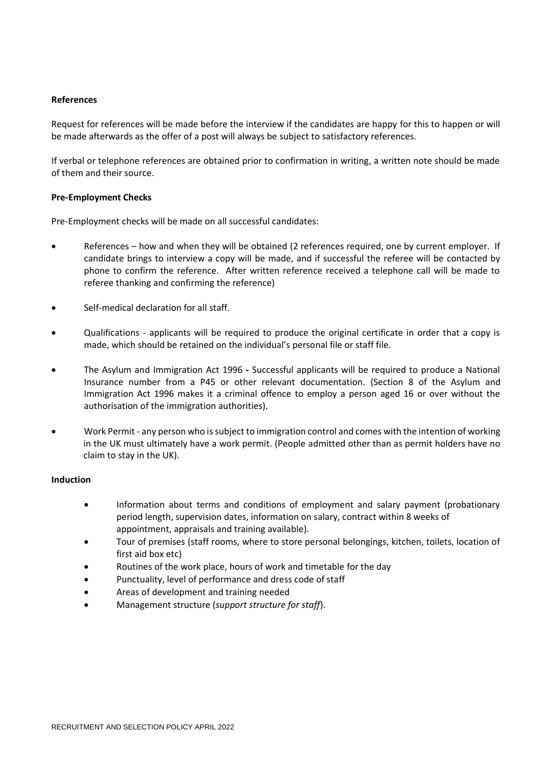**References**

Request for references will be made before the interview if the candidates are happy for this to happen or will be made afterwards as the offer of a post will always be subject to satisfactory references.

If verbal or telephone references are obtained prior to confirmation in writing, a written note should be made of them and their source.

**Pre-Employment Checks**

Pre-Employment checks will be made on all successful candidates:

- References – how and when they will be obtained (2 references required, one by current employer. If candidate brings to interview a copy will be made, and if successful the referee will be contacted by phone to confirm the reference. After written reference received a telephone call will be made to referee thanking and confirming the reference)
- Self-medical declaration for all staff.
- Qualifications - applicants will be required to produce the original certificate in order that a copy is made, which should be retained on the individual's personal file or staff file.
- The Asylum and Immigration Act 1996 **-** Successful applicants will be required to produce a National Insurance number from a P45 or other relevant documentation. (Section 8 of the Asylum and Immigration Act 1996 makes it a criminal offence to employ a person aged 16 or over without the authorisation of the immigration authorities).
- Work Permit - any person who is subject to immigration control and comes with the intention of working in the UK must ultimately have a work permit. (People admitted other than as permit holders have no claim to stay in the UK).

**Induction**

- Information about terms and conditions of employment and salary payment (probationary period length, supervision dates, information on salary, contract within 8 weeks of appointment, appraisals and training available).
- Tour of premises (staff rooms, where to store personal belongings, kitchen, toilets, location of first aid box etc)
- Routines of the work place, hours of work and timetable for the day
- Punctuality, level of performance and dress code of staff
- Areas of development and training needed
- Management structure (*support structure for staff*).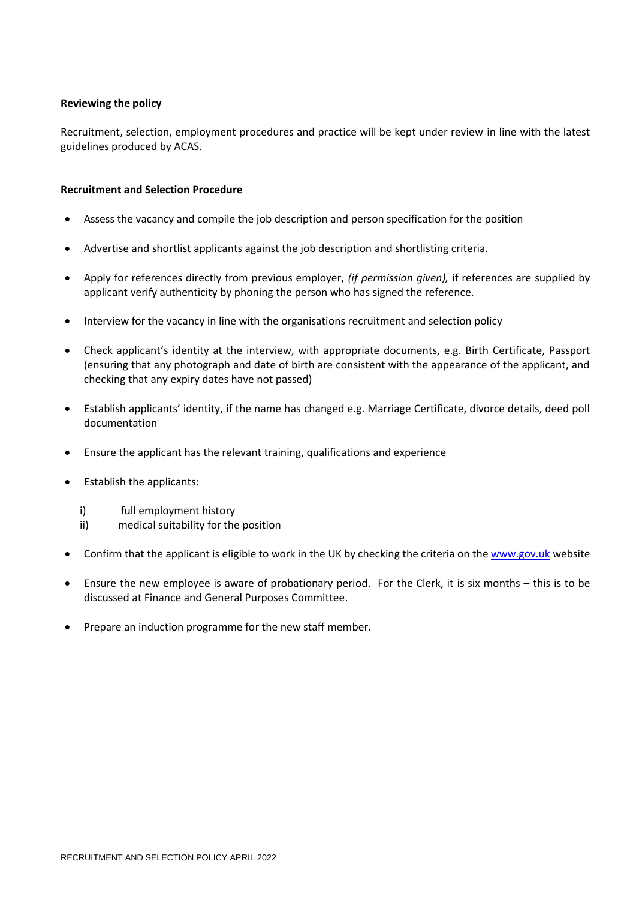**Reviewing the policy**

Recruitment, selection, employment procedures and practice will be kept under review in line with the latest guidelines produced by ACAS.

**Recruitment and Selection Procedure**

- Assess the vacancy and compile the job description and person specification for the position
- Advertise and shortlist applicants against the job description and shortlisting criteria.
- Apply for references directly from previous employer, *(if permission given),* if references are supplied by applicant verify authenticity by phoning the person who has signed the reference.
- Interview for the vacancy in line with the organisations recruitment and selection policy
- Check applicant's identity at the interview, with appropriate documents, e.g. Birth Certificate, Passport (ensuring that any photograph and date of birth are consistent with the appearance of the applicant, and checking that any expiry dates have not passed)
- Establish applicants' identity, if the name has changed e.g. Marriage Certificate, divorce details, deed poll documentation
- Ensure the applicant has the relevant training, qualifications and experience
- Establish the applicants:

  i) full employment history
  ii) medical suitability for the position

- Confirm that the applicant is eligible to work in the UK by checking the criteria on the www.gov.uk website
- Ensure the new employee is aware of probationary period. For the Clerk, it is six months – this is to be discussed at Finance and General Purposes Committee.
- Prepare an induction programme for the new staff member.